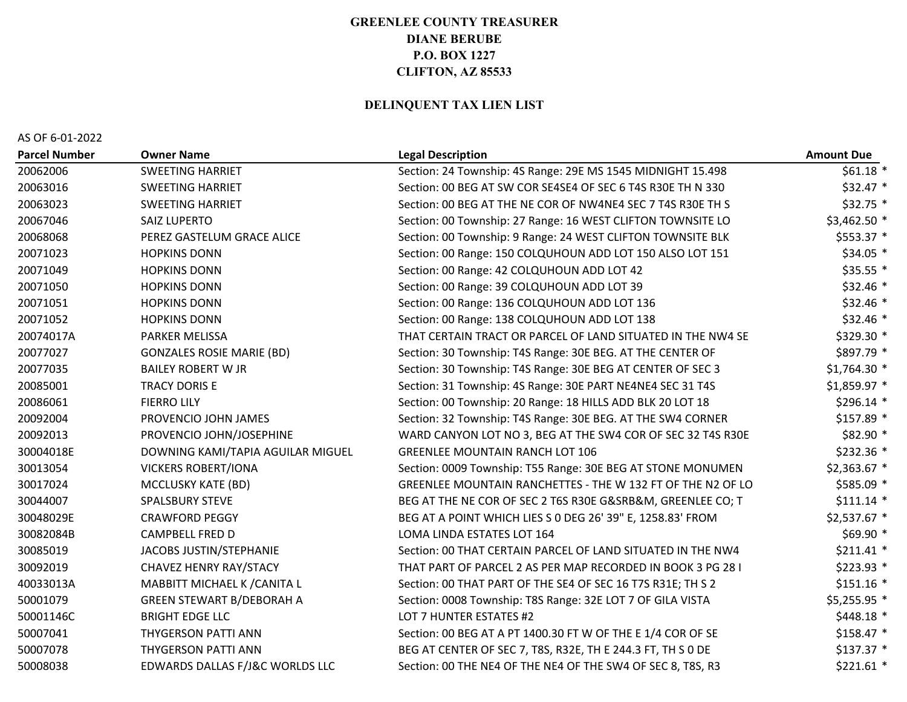**GREENLEE COUNTY TREASURER**
**DIANE BERUBE**
**P.O. BOX 1227**
**CLIFTON, AZ 85533**

**DELINQUENT TAX LIEN LIST**

AS OF 6-01-2022

| Parcel Number | Owner Name | Legal Description | Amount Due |
|---|---|---|---|
| 20062006 | SWEETING HARRIET | Section: 24 Township: 4S Range: 29E MS 1545 MIDNIGHT 15.498 | $61.18 * |
| 20063016 | SWEETING HARRIET | Section: 00 BEG AT SW COR SE4SE4 OF SEC 6 T4S R30E TH N 330 | $32.47 * |
| 20063023 | SWEETING HARRIET | Section: 00 BEG AT THE NE COR OF NW4NE4 SEC 7 T4S R30E TH S | $32.75 * |
| 20067046 | SAIZ LUPERTO | Section: 00 Township: 27 Range: 16 WEST CLIFTON TOWNSITE LO | $3,462.50 * |
| 20068068 | PEREZ GASTELUM GRACE ALICE | Section: 00 Township: 9 Range: 24 WEST CLIFTON TOWNSITE BLK | $553.37 * |
| 20071023 | HOPKINS DONN | Section: 00 Range: 150 COLQUHOUN ADD LOT 150 ALSO LOT 151 | $34.05 * |
| 20071049 | HOPKINS DONN | Section: 00 Range: 42 COLQUHOUN ADD LOT 42 | $35.55 * |
| 20071050 | HOPKINS DONN | Section: 00 Range: 39 COLQUHOUN ADD LOT 39 | $32.46 * |
| 20071051 | HOPKINS DONN | Section: 00 Range: 136 COLQUHOUN ADD LOT 136 | $32.46 * |
| 20071052 | HOPKINS DONN | Section: 00 Range: 138 COLQUHOUN ADD LOT 138 | $32.46 * |
| 20074017A | PARKER MELISSA | THAT CERTAIN TRACT OR PARCEL OF LAND SITUATED IN THE NW4 SE | $329.30 * |
| 20077027 | GONZALES ROSIE MARIE (BD) | Section: 30 Township: T4S Range: 30E BEG. AT THE CENTER OF | $897.79 * |
| 20077035 | BAILEY ROBERT W JR | Section: 30 Township: T4S Range: 30E BEG AT CENTER OF SEC 3 | $1,764.30 * |
| 20085001 | TRACY DORIS E | Section: 31 Township: 4S Range: 30E PART NE4NE4 SEC 31 T4S | $1,859.97 * |
| 20086061 | FIERRO LILY | Section: 00 Township: 20 Range: 18 HILLS ADD BLK 20 LOT 18 | $296.14 * |
| 20092004 | PROVENCIO JOHN JAMES | Section: 32 Township: T4S Range: 30E BEG. AT THE SW4 CORNER | $157.89 * |
| 20092013 | PROVENCIO JOHN/JOSEPHINE | WARD CANYON LOT NO 3, BEG AT THE SW4 COR OF SEC 32 T4S R30E | $82.90 * |
| 30004018E | DOWNING KAMI/TAPIA AGUILAR MIGUEL | GREENLEE MOUNTAIN RANCH LOT 106 | $232.36 * |
| 30013054 | VICKERS ROBERT/IONA | Section: 0009 Township: T55 Range: 30E BEG AT STONE MONUMEN | $2,363.67 * |
| 30017024 | MCCLUSKY KATE (BD) | GREENLEE MOUNTAIN RANCHETTES - THE W 132 FT OF THE N2 OF LO | $585.09 * |
| 30044007 | SPALSBURY STEVE | BEG AT THE NE COR OF SEC 2 T6S R30E G&SRB&M, GREENLEE CO; T | $111.14 * |
| 30048029E | CRAWFORD PEGGY | BEG AT A POINT WHICH LIES S 0 DEG 26' 39" E, 1258.83' FROM | $2,537.67 * |
| 30082084B | CAMPBELL FRED D | LOMA LINDA ESTATES LOT 164 | $69.90 * |
| 30085019 | JACOBS JUSTIN/STEPHANIE | Section: 00 THAT CERTAIN PARCEL OF LAND SITUATED IN THE NW4 | $211.41 * |
| 30092019 | CHAVEZ HENRY RAY/STACY | THAT PART OF PARCEL 2 AS PER MAP RECORDED IN BOOK 3 PG 28 I | $223.93 * |
| 40033013A | MABBITT MICHAEL K /CANITA L | Section: 00 THAT PART OF THE SE4 OF SEC 16 T7S R31E; TH S 2 | $151.16 * |
| 50001079 | GREEN STEWART B/DEBORAH A | Section: 0008 Township: T8S Range: 32E LOT 7 OF GILA VISTA | $5,255.95 * |
| 50001146C | BRIGHT EDGE LLC | LOT 7 HUNTER ESTATES #2 | $448.18 * |
| 50007041 | THYGERSON PATTI ANN | Section: 00 BEG AT A PT 1400.30 FT W OF THE E 1/4 COR OF SE | $158.47 * |
| 50007078 | THYGERSON PATTI ANN | BEG AT CENTER OF SEC 7, T8S, R32E, TH E 244.3 FT, TH S 0 DE | $137.37 * |
| 50008038 | EDWARDS DALLAS F/J&C WORLDS LLC | Section: 00 THE NE4 OF THE NE4 OF THE SW4 OF SEC 8, T8S, R3 | $221.61 * |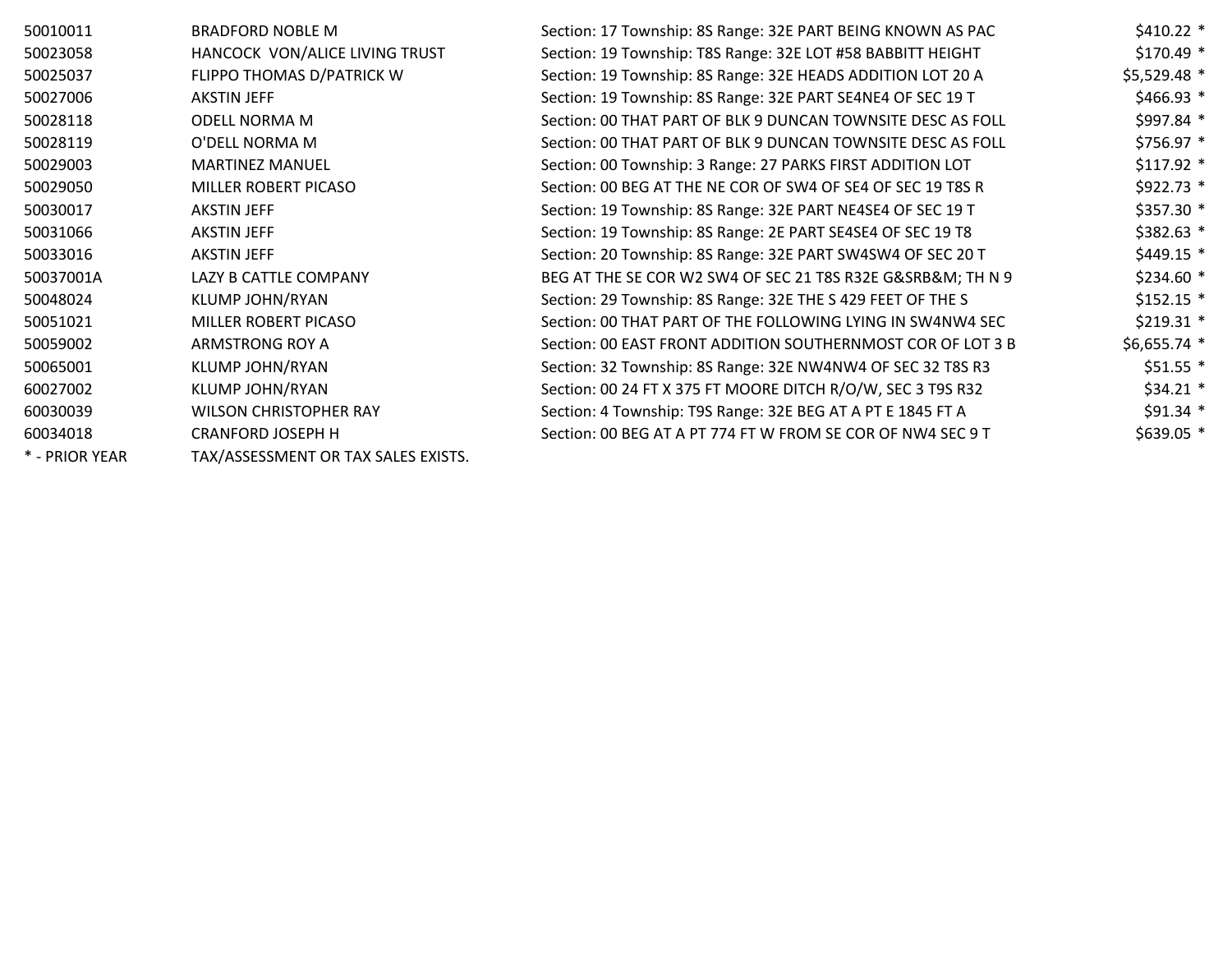| | | | |
|---|---|---|---|
| 50010011 | BRADFORD NOBLE M | Section: 17 Township: 8S Range: 32E PART BEING KNOWN AS PAC | $410.22 * |
| 50023058 | HANCOCK VON/ALICE LIVING TRUST | Section: 19 Township: T8S Range: 32E LOT #58 BABBITT HEIGHT | $170.49 * |
| 50025037 | FLIPPO THOMAS D/PATRICK W | Section: 19 Township: 8S Range: 32E HEADS ADDITION LOT 20 A | $5,529.48 * |
| 50027006 | AKSTIN JEFF | Section: 19 Township: 8S Range: 32E PART SE4NE4 OF SEC 19 T | $466.93 * |
| 50028118 | ODELL NORMA M | Section: 00 THAT PART OF BLK 9 DUNCAN TOWNSITE DESC AS FOLL | $997.84 * |
| 50028119 | O'DELL NORMA M | Section: 00 THAT PART OF BLK 9 DUNCAN TOWNSITE DESC AS FOLL | $756.97 * |
| 50029003 | MARTINEZ MANUEL | Section: 00 Township: 3 Range: 27 PARKS FIRST ADDITION LOT | $117.92 * |
| 50029050 | MILLER ROBERT PICASO | Section: 00 BEG AT THE NE COR OF SW4 OF SE4 OF SEC 19 T8S R | $922.73 * |
| 50030017 | AKSTIN JEFF | Section: 19 Township: 8S Range: 32E PART NE4SE4 OF SEC 19 T | $357.30 * |
| 50031066 | AKSTIN JEFF | Section: 19 Township: 8S Range: 2E PART SE4SE4 OF SEC 19 T8 | $382.63 * |
| 50033016 | AKSTIN JEFF | Section: 20 Township: 8S Range: 32E PART SW4SW4 OF SEC 20 T | $449.15 * |
| 50037001A | LAZY B CATTLE COMPANY | BEG AT THE SE COR W2 SW4 OF SEC 21 T8S R32E G&SRB&M; TH N 9 | $234.60 * |
| 50048024 | KLUMP JOHN/RYAN | Section: 29 Township: 8S Range: 32E THE S 429 FEET OF THE S | $152.15 * |
| 50051021 | MILLER ROBERT PICASO | Section: 00 THAT PART OF THE FOLLOWING LYING IN SW4NW4 SEC | $219.31 * |
| 50059002 | ARMSTRONG ROY A | Section: 00 EAST FRONT ADDITION SOUTHERNMOST COR OF LOT 3 B | $6,655.74 * |
| 50065001 | KLUMP JOHN/RYAN | Section: 32 Township: 8S Range: 32E NW4NW4 OF SEC 32 T8S R3 | $51.55 * |
| 60027002 | KLUMP JOHN/RYAN | Section: 00 24 FT X 375 FT MOORE DITCH R/O/W, SEC 3 T9S R32 | $34.21 * |
| 60030039 | WILSON CHRISTOPHER RAY | Section: 4 Township: T9S Range: 32E BEG AT A PT E 1845 FT A | $91.34 * |
| 60034018 | CRANFORD JOSEPH H | Section: 00 BEG AT A PT 774 FT W FROM SE COR OF NW4 SEC 9 T | $639.05 * |

* - PRIOR YEAR TAX/ASSESSMENT OR TAX SALES EXISTS.